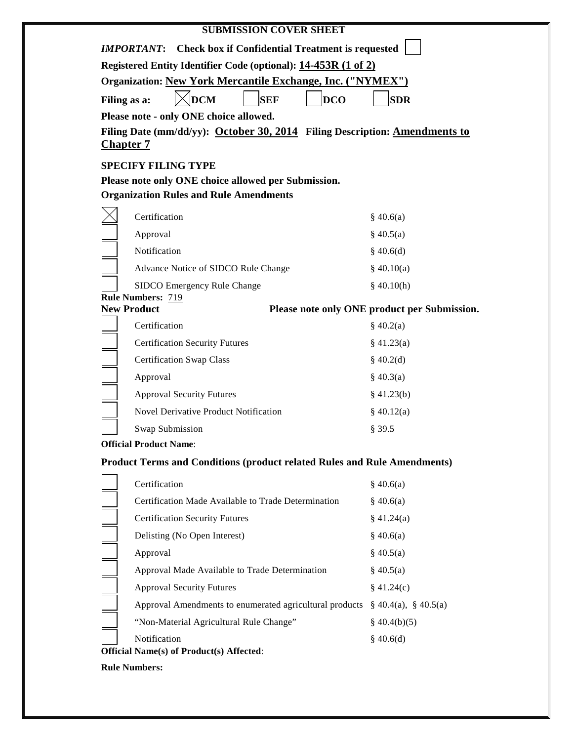# SUBMISSION COVER SHEET

***IMPORTANT*: Check box if Confidential Treatment is requested** ☐

**Registered Entity Identifier Code (optional): 14-453R (1 of 2)**

**Organization: New York Mercantile Exchange, Inc. ("NYMEX")**

**Filing as a:** ☒ **DCM** ☐ **SEF** ☐ **DCO** ☐ **SDR**

**Please note - only ONE choice allowed.**

**Filing Date (mm/dd/yy): October 30, 2014 Filing Description: Amendments to Chapter 7**

**SPECIFY FILING TYPE**

**Please note only ONE choice allowed per Submission.**

**Organization Rules and Rule Amendments**

| | | |
|---|---|---|
| ☒ | Certification | § 40.6(a) |
| ☐ | Approval | § 40.5(a) |
| ☐ | Notification | § 40.6(d) |
| ☐ | Advance Notice of SIDCO Rule Change | § 40.10(a) |
| ☐ | SIDCO Emergency Rule Change | § 40.10(h) |

**Rule Numbers:** 719

**New Product** **Please note only ONE product per Submission.**

| | | |
|---|---|---|
| ☐ | Certification | § 40.2(a) |
| ☐ | Certification Security Futures | § 41.23(a) |
| ☐ | Certification Swap Class | § 40.2(d) |
| ☐ | Approval | § 40.3(a) |
| ☐ | Approval Security Futures | § 41.23(b) |
| ☐ | Novel Derivative Product Notification | § 40.12(a) |
| ☐ | Swap Submission | § 39.5 |

**Official Product Name**:

**Product Terms and Conditions (product related Rules and Rule Amendments)**

| | | |
|---|---|---|
| ☐ | Certification | § 40.6(a) |
| ☐ | Certification Made Available to Trade Determination | § 40.6(a) |
| ☐ | Certification Security Futures | § 41.24(a) |
| ☐ | Delisting (No Open Interest) | § 40.6(a) |
| ☐ | Approval | § 40.5(a) |
| ☐ | Approval Made Available to Trade Determination | § 40.5(a) |
| ☐ | Approval Security Futures | § 41.24(c) |
| ☐ | Approval Amendments to enumerated agricultural products | § 40.4(a), § 40.5(a) |
| ☐ | "Non-Material Agricultural Rule Change" | § 40.4(b)(5) |
| ☐ | Notification | § 40.6(d) |

**Official Name(s) of Product(s) Affected**:

**Rule Numbers:**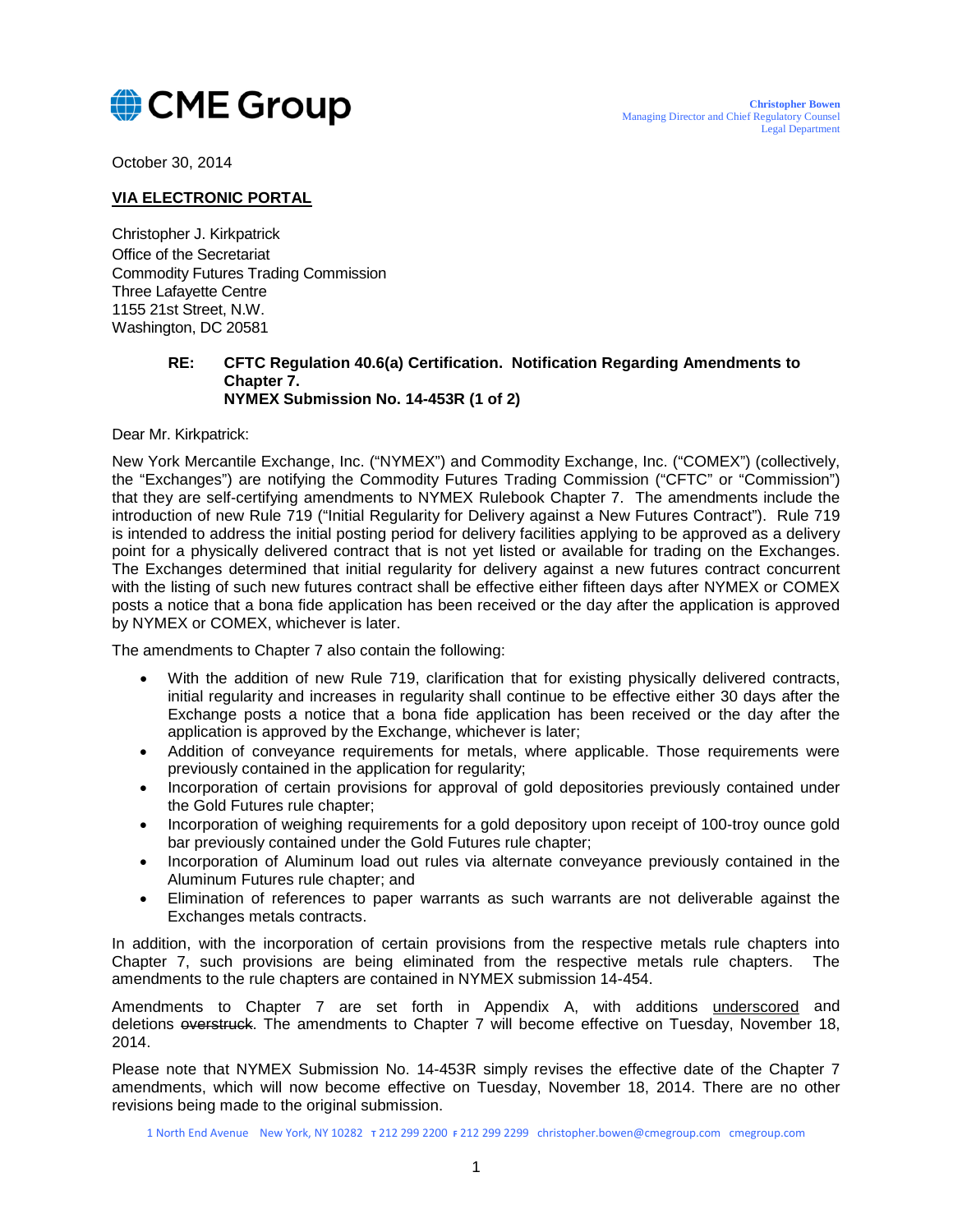CME Group

**Christopher Bowen**
Managing Director and Chief Regulatory Counsel
Legal Department

October 30, 2014

**VIA ELECTRONIC PORTAL**

Christopher J. Kirkpatrick
Office of the Secretariat
Commodity Futures Trading Commission
Three Lafayette Centre
1155 21st Street, N.W.
Washington, DC 20581

**RE: CFTC Regulation 40.6(a) Certification. Notification Regarding Amendments to Chapter 7.**
**NYMEX Submission No. 14-453R (1 of 2)**

Dear Mr. Kirkpatrick:

New York Mercantile Exchange, Inc. ("NYMEX") and Commodity Exchange, Inc. ("COMEX") (collectively, the "Exchanges") are notifying the Commodity Futures Trading Commission ("CFTC" or "Commission") that they are self-certifying amendments to NYMEX Rulebook Chapter 7. The amendments include the introduction of new Rule 719 ("Initial Regularity for Delivery against a New Futures Contract"). Rule 719 is intended to address the initial posting period for delivery facilities applying to be approved as a delivery point for a physically delivered contract that is not yet listed or available for trading on the Exchanges. The Exchanges determined that initial regularity for delivery against a new futures contract concurrent with the listing of such new futures contract shall be effective either fifteen days after NYMEX or COMEX posts a notice that a bona fide application has been received or the day after the application is approved by NYMEX or COMEX, whichever is later.

The amendments to Chapter 7 also contain the following:

- With the addition of new Rule 719, clarification that for existing physically delivered contracts, initial regularity and increases in regularity shall continue to be effective either 30 days after the Exchange posts a notice that a bona fide application has been received or the day after the application is approved by the Exchange, whichever is later;
- Addition of conveyance requirements for metals, where applicable. Those requirements were previously contained in the application for regularity;
- Incorporation of certain provisions for approval of gold depositories previously contained under the Gold Futures rule chapter;
- Incorporation of weighing requirements for a gold depository upon receipt of 100-troy ounce gold bar previously contained under the Gold Futures rule chapter;
- Incorporation of Aluminum load out rules via alternate conveyance previously contained in the Aluminum Futures rule chapter; and
- Elimination of references to paper warrants as such warrants are not deliverable against the Exchanges metals contracts.

In addition, with the incorporation of certain provisions from the respective metals rule chapters into Chapter 7, such provisions are being eliminated from the respective metals rule chapters. The amendments to the rule chapters are contained in NYMEX submission 14-454.

Amendments to Chapter 7 are set forth in Appendix A, with additions underscored and deletions ~~overstruck~~. The amendments to Chapter 7 will become effective on Tuesday, November 18, 2014.

Please note that NYMEX Submission No. 14-453R simply revises the effective date of the Chapter 7 amendments, which will now become effective on Tuesday, November 18, 2014. There are no other revisions being made to the original submission.

1 North End Avenue New York, NY 10282 T 212 299 2200 F 212 299 2299 christopher.bowen@cmegroup.com cmegroup.com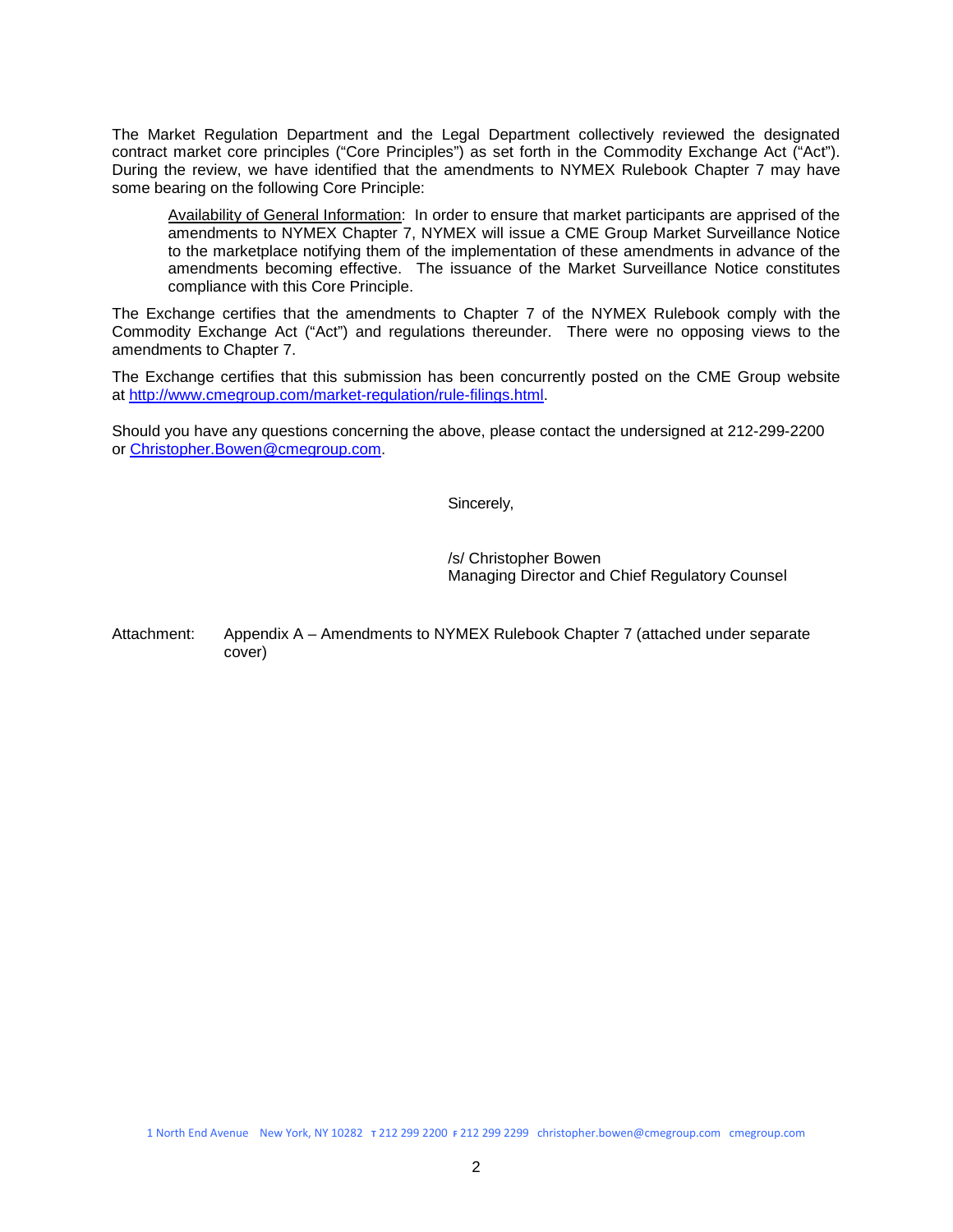The Market Regulation Department and the Legal Department collectively reviewed the designated contract market core principles ("Core Principles") as set forth in the Commodity Exchange Act ("Act"). During the review, we have identified that the amendments to NYMEX Rulebook Chapter 7 may have some bearing on the following Core Principle:

> Availability of General Information: In order to ensure that market participants are apprised of the amendments to NYMEX Chapter 7, NYMEX will issue a CME Group Market Surveillance Notice to the marketplace notifying them of the implementation of these amendments in advance of the amendments becoming effective. The issuance of the Market Surveillance Notice constitutes compliance with this Core Principle.

The Exchange certifies that the amendments to Chapter 7 of the NYMEX Rulebook comply with the Commodity Exchange Act ("Act") and regulations thereunder. There were no opposing views to the amendments to Chapter 7.

The Exchange certifies that this submission has been concurrently posted on the CME Group website at http://www.cmegroup.com/market-regulation/rule-filings.html.

Should you have any questions concerning the above, please contact the undersigned at 212-299-2200 or Christopher.Bowen@cmegroup.com.

Sincerely,

/s/ Christopher Bowen
Managing Director and Chief Regulatory Counsel

Attachment: Appendix A – Amendments to NYMEX Rulebook Chapter 7 (attached under separate cover)

1 North End Avenue New York, NY 10282 T 212 299 2200 F 212 299 2299 christopher.bowen@cmegroup.com cmegroup.com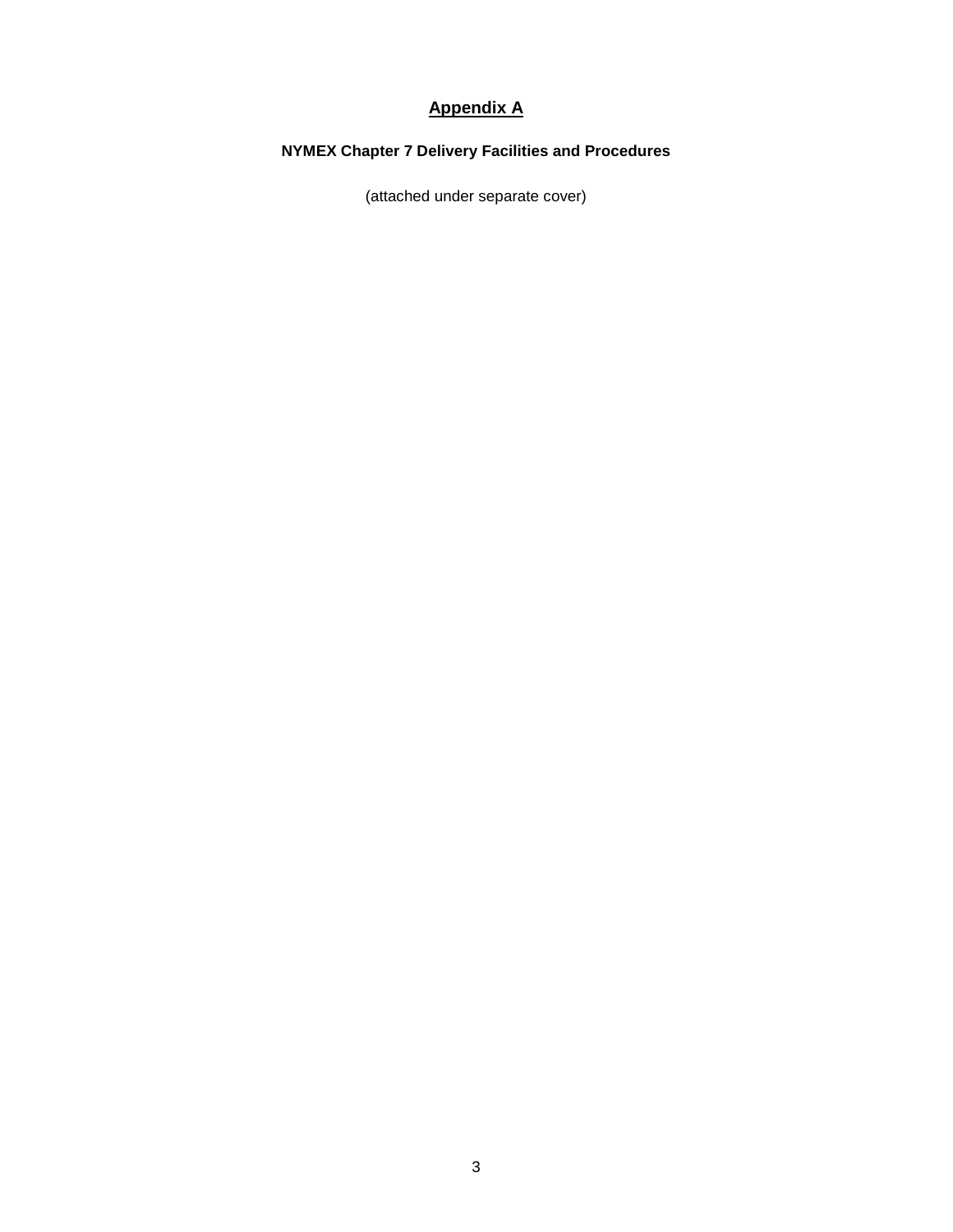# Appendix A

**NYMEX Chapter 7 Delivery Facilities and Procedures**

(attached under separate cover)